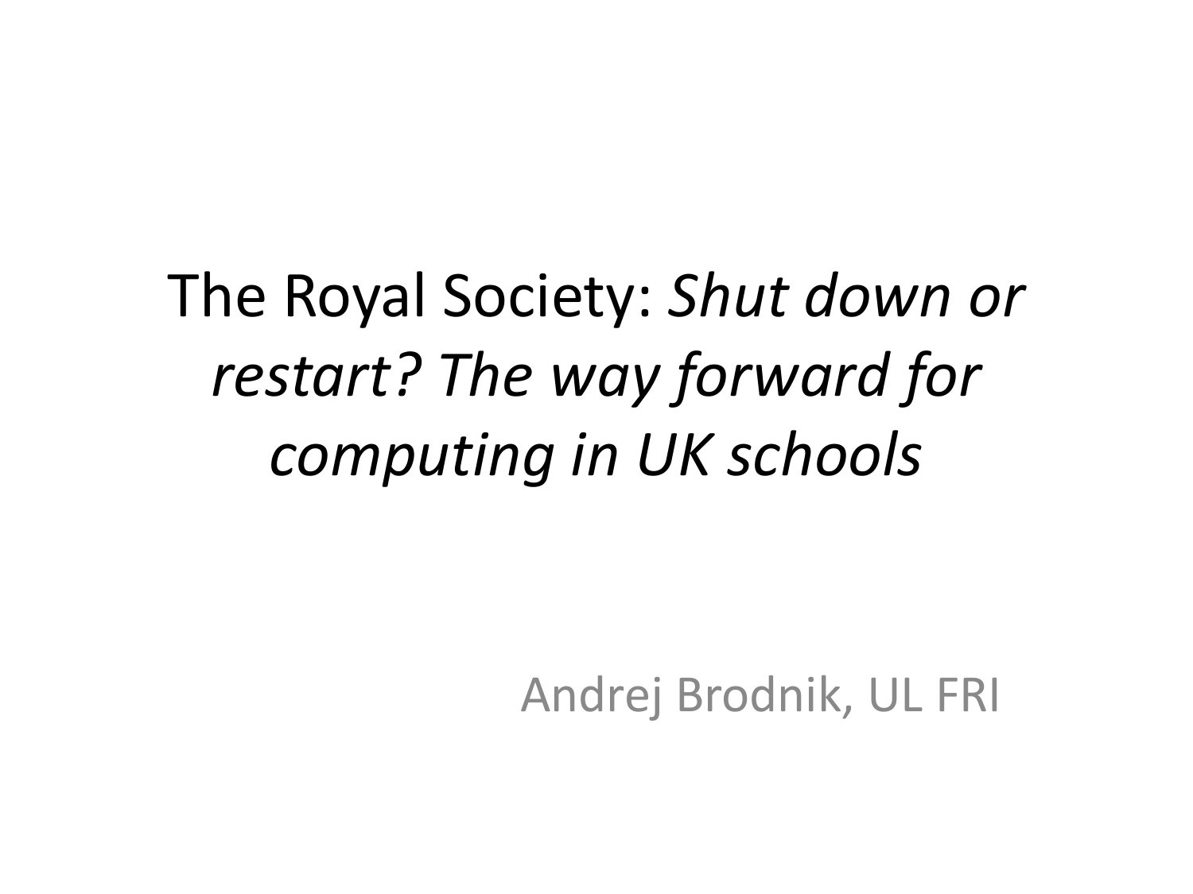# The Royal Society: *Shut down or restart? The way forward for computing in UK schools*

Andrej Brodnik, UL FRI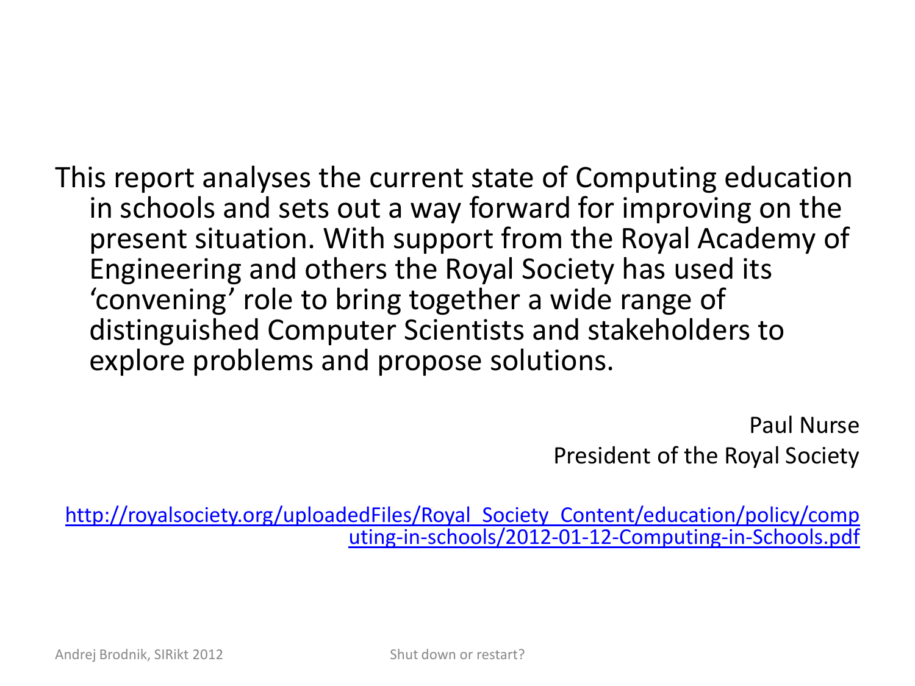This report analyses the current state of Computing education in schools and sets out a way forward for improving on the present situation. With support from the Royal Academy of Engineering and others the Royal Society has used its 'convening' role to bring together a wide range of distinguished Computer Scientists and stakeholders to explore problems and propose solutions.

Paul Nurse
President of the Royal Society

http://royalsociety.org/uploadedFiles/Royal_Society_Content/education/policy/computing-in-schools/2012-01-12-Computing-in-Schools.pdf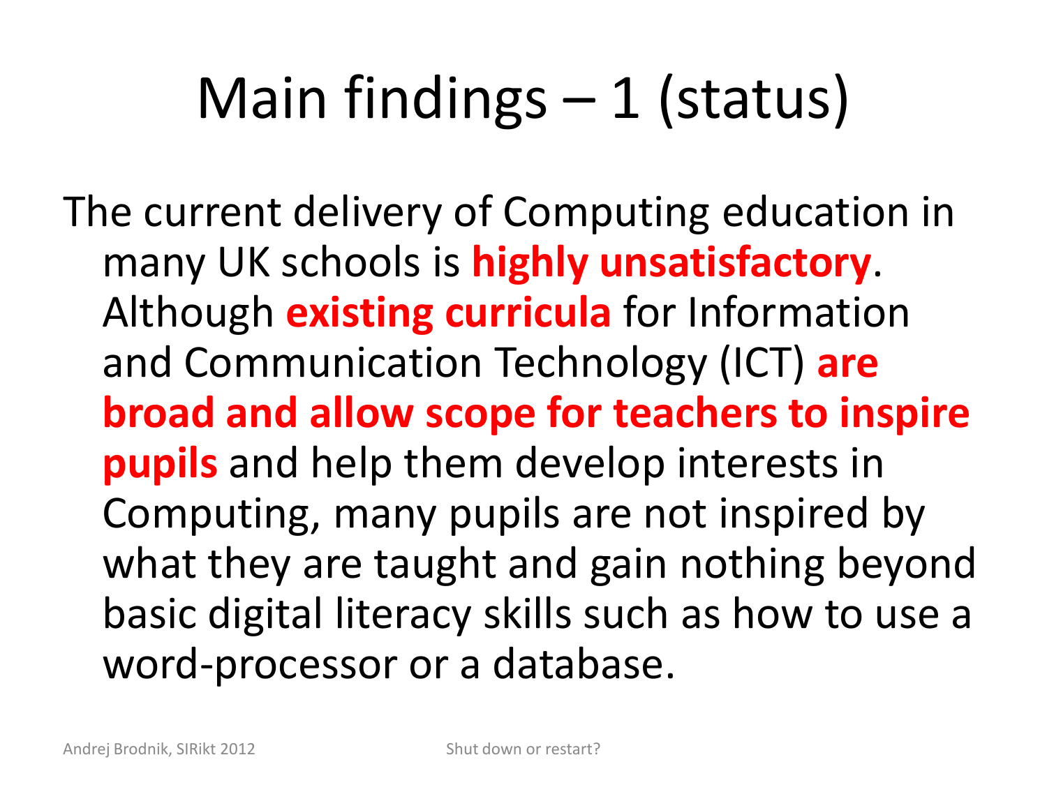# Main findings – 1 (status)

The current delivery of Computing education in many UK schools is **highly unsatisfactory**. Although **existing curricula** for Information and Communication Technology (ICT) **are broad and allow scope for teachers to inspire pupils** and help them develop interests in Computing, many pupils are not inspired by what they are taught and gain nothing beyond basic digital literacy skills such as how to use a word-processor or a database.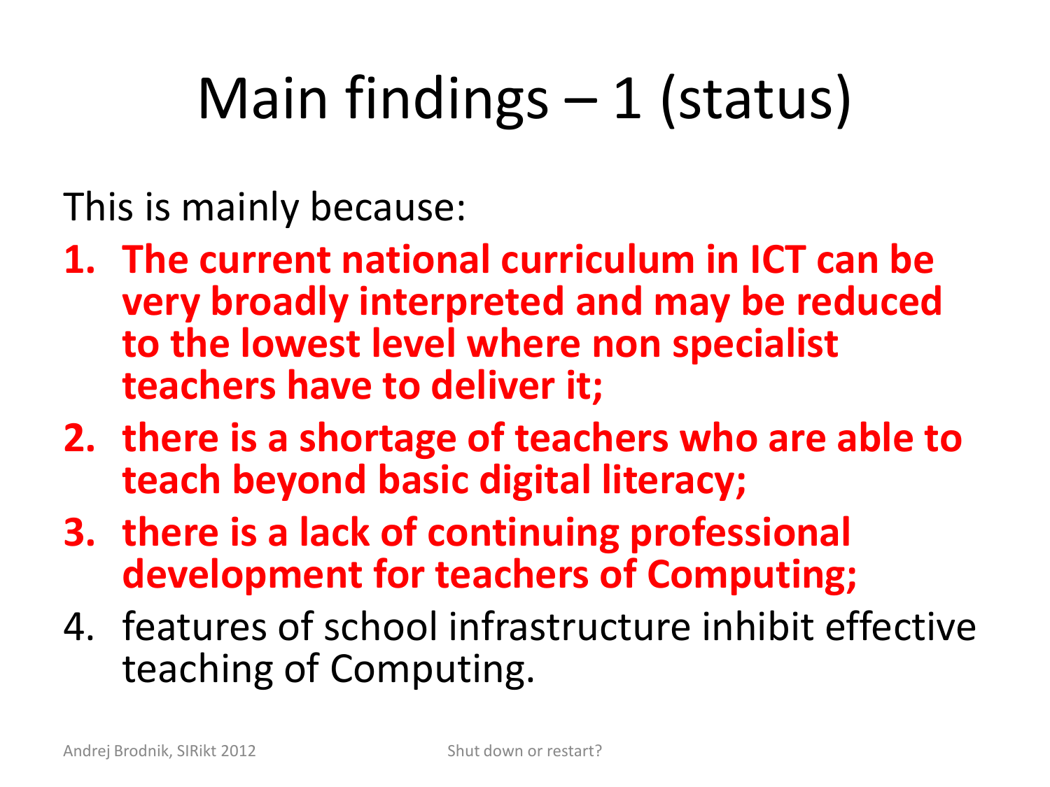# Main findings – 1 (status)

This is mainly because:

1. **The current national curriculum in ICT can be very broadly interpreted and may be reduced to the lowest level where non specialist teachers have to deliver it;**
2. **there is a shortage of teachers who are able to teach beyond basic digital literacy;**
3. **there is a lack of continuing professional development for teachers of Computing;**
4. features of school infrastructure inhibit effective teaching of Computing.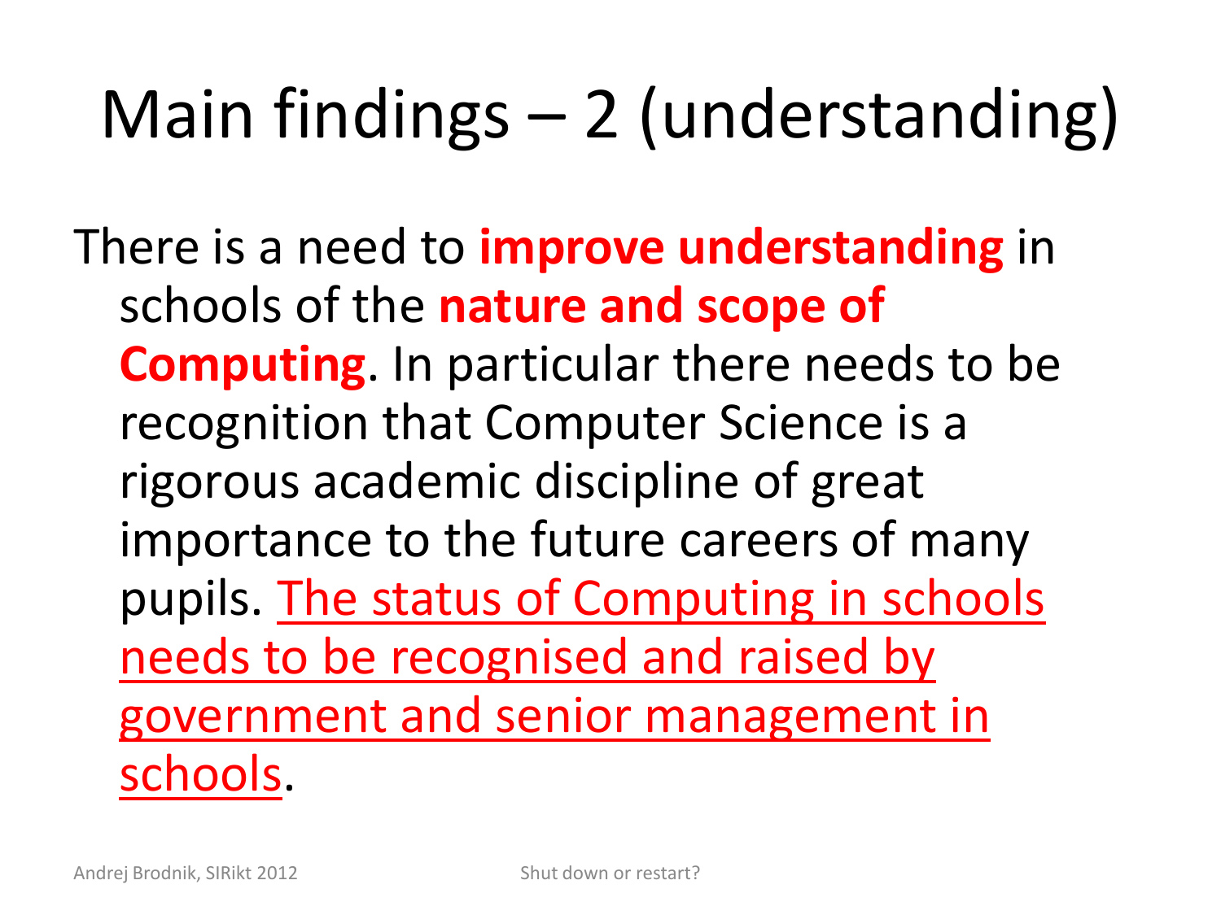# Main findings – 2 (understanding)

There is a need to **improve understanding** in schools of the **nature and scope of Computing**. In particular there needs to be recognition that Computer Science is a rigorous academic discipline of great importance to the future careers of many pupils. <u>The status of Computing in schools needs to be recognised and raised by government and senior management in schools</u>.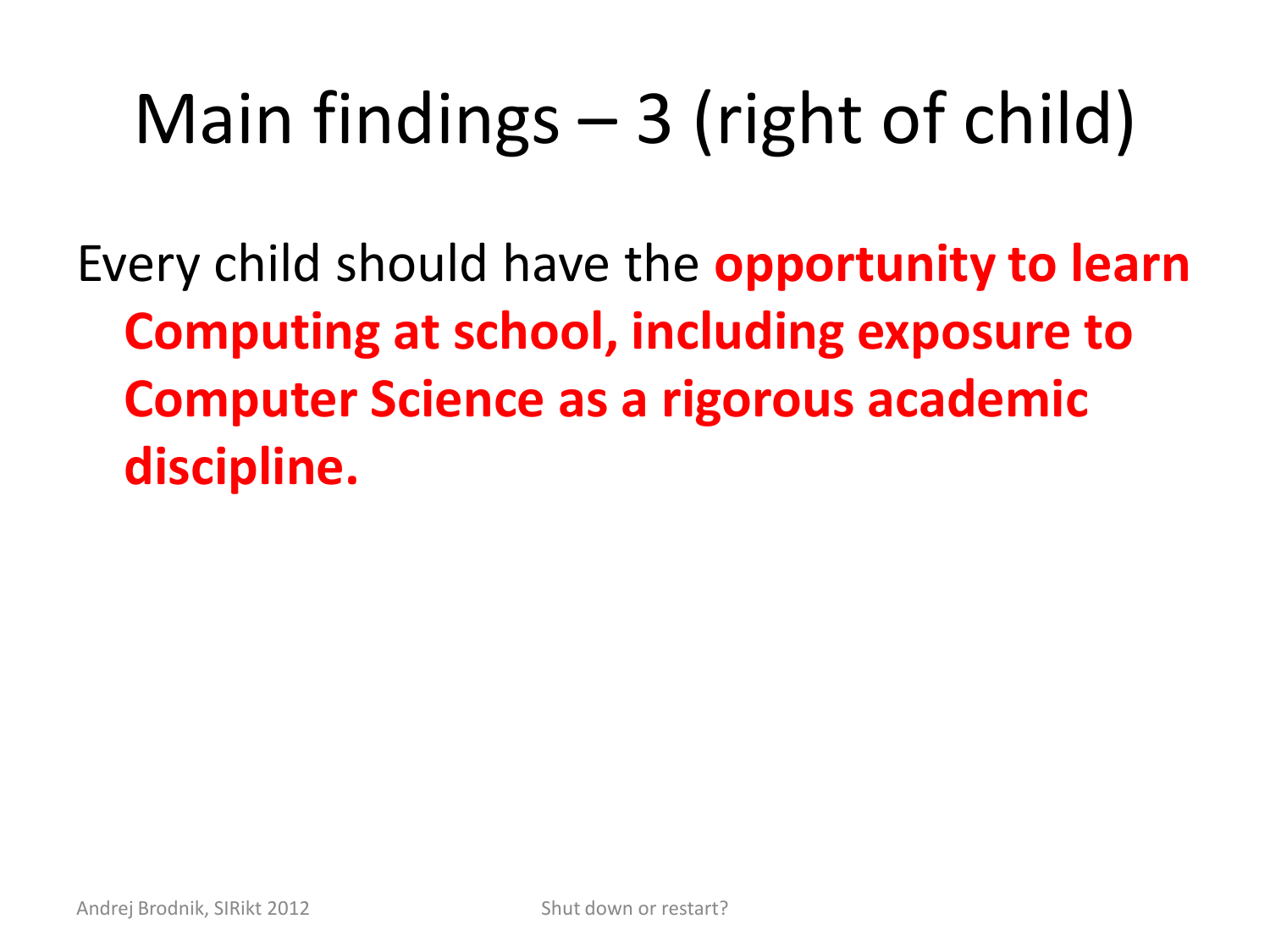# Main findings – 3 (right of child)

Every child should have the **opportunity to learn Computing at school, including exposure to Computer Science as a rigorous academic discipline.**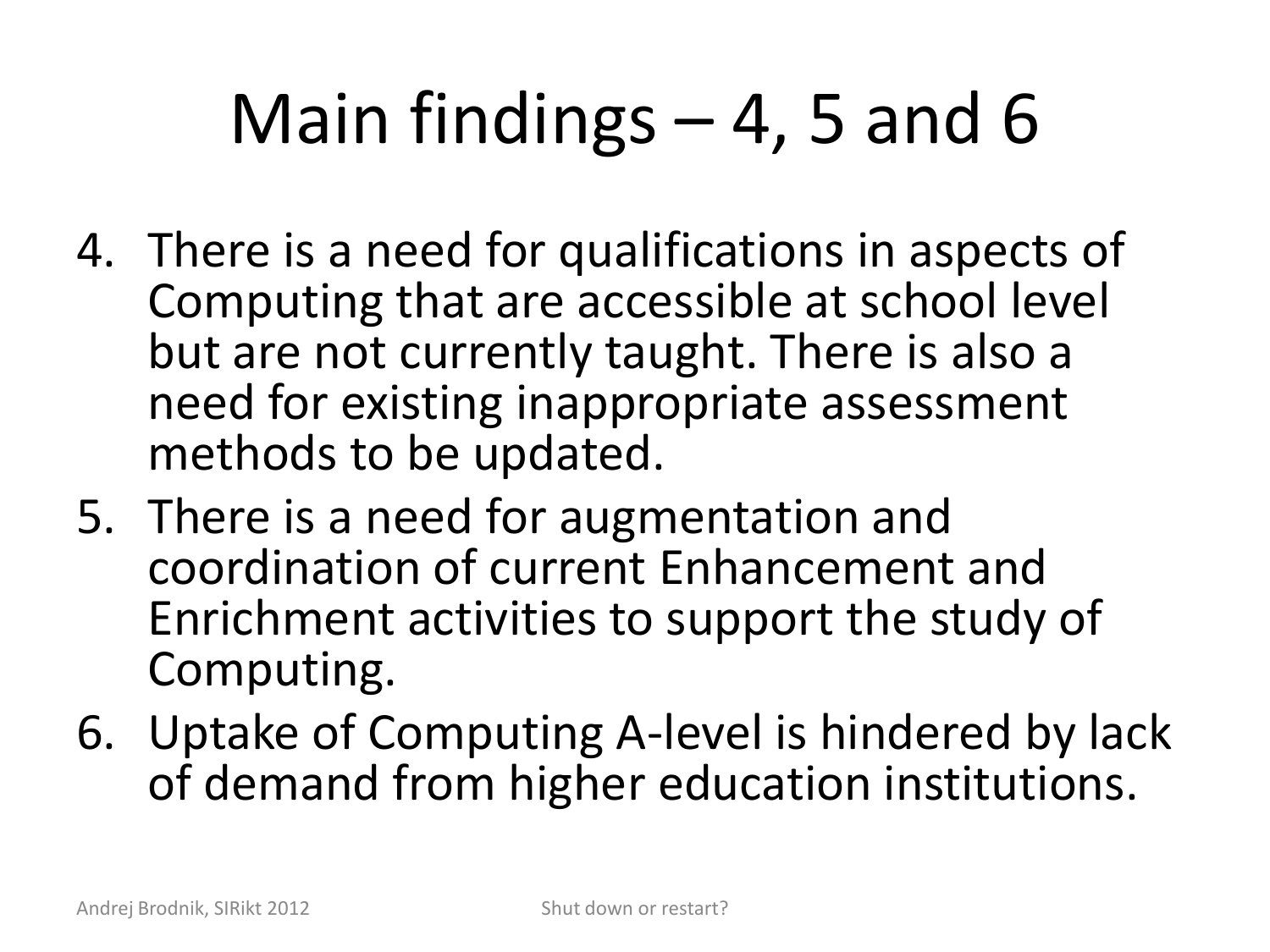# Main findings – 4, 5 and 6

4. There is a need for qualifications in aspects of Computing that are accessible at school level but are not currently taught. There is also a need for existing inappropriate assessment methods to be updated.
5. There is a need for augmentation and coordination of current Enhancement and Enrichment activities to support the study of Computing.
6. Uptake of Computing A-level is hindered by lack of demand from higher education institutions.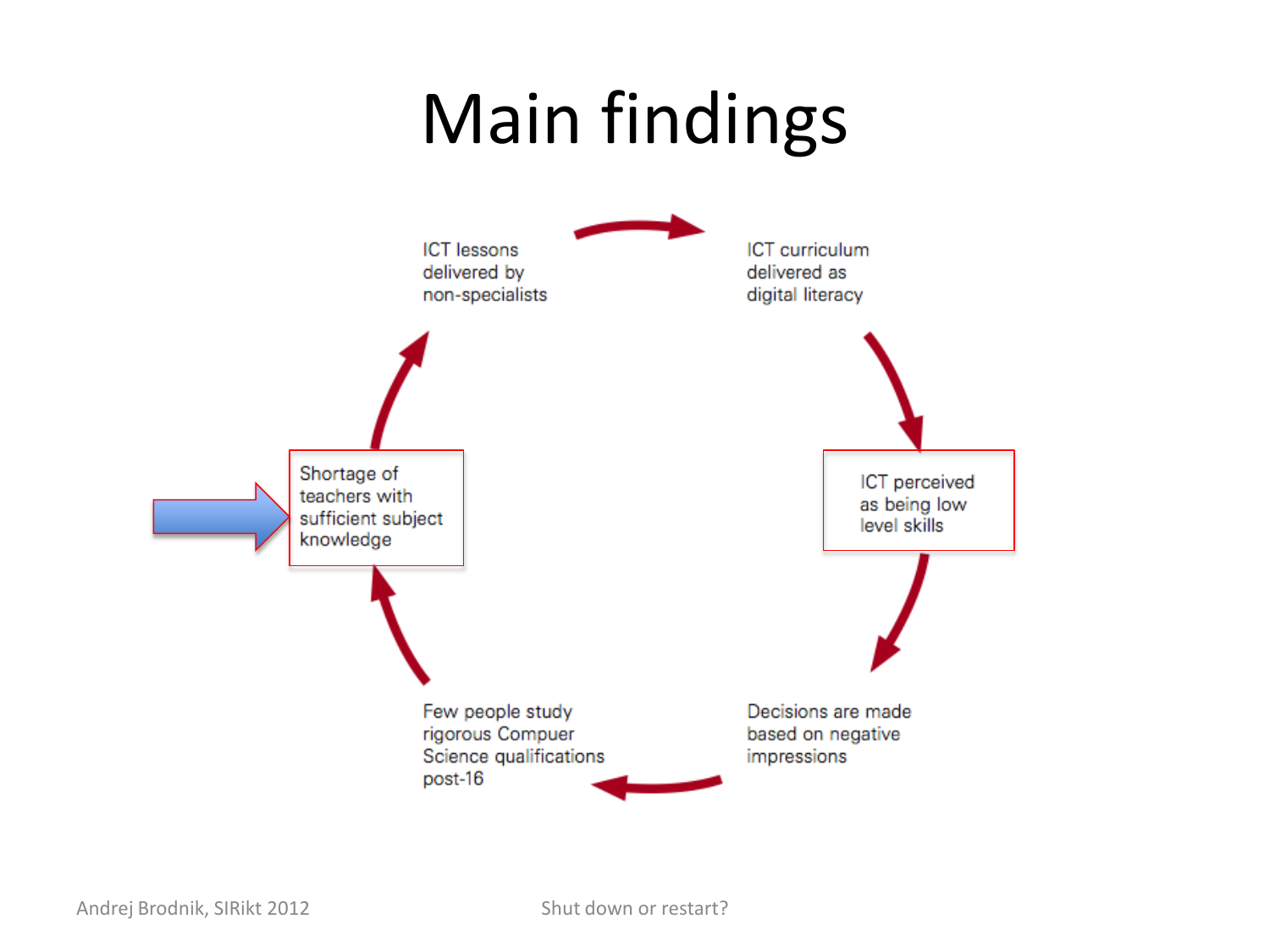# Main findings

- ICT lessons delivered by non-specialists
- ICT curriculum delivered as digital literacy
- ICT perceived as being low level skills
- Decisions are made based on negative impressions
- Few people study rigorous Compuer Science qualifications post-16
- Shortage of teachers with sufficient subject knowledge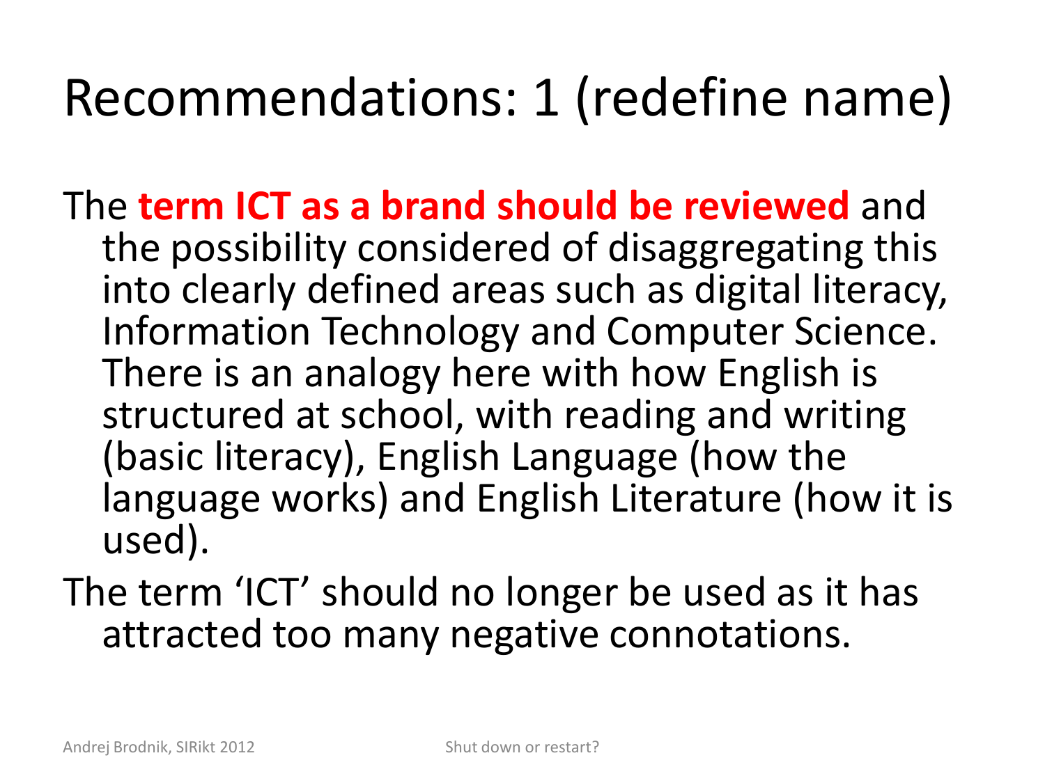# Recommendations: 1 (redefine name)

The **term ICT as a brand should be reviewed** and the possibility considered of disaggregating this into clearly defined areas such as digital literacy, Information Technology and Computer Science. There is an analogy here with how English is structured at school, with reading and writing (basic literacy), English Language (how the language works) and English Literature (how it is used).

The term 'ICT' should no longer be used as it has attracted too many negative connotations.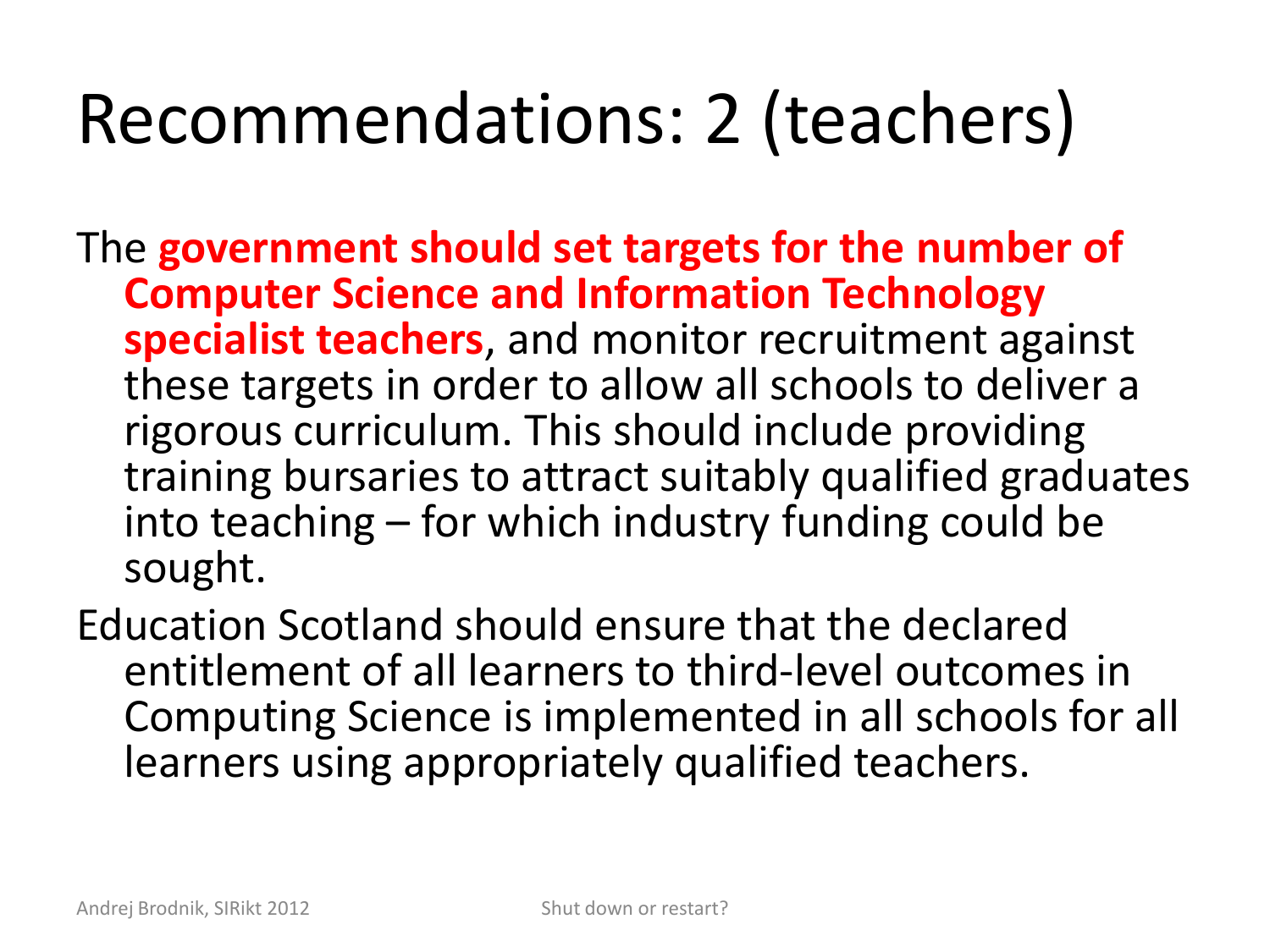# Recommendations: 2 (teachers)

The **government should set targets for the number of Computer Science and Information Technology specialist teachers**, and monitor recruitment against these targets in order to allow all schools to deliver a rigorous curriculum. This should include providing training bursaries to attract suitably qualified graduates into teaching – for which industry funding could be sought.

Education Scotland should ensure that the declared entitlement of all learners to third-level outcomes in Computing Science is implemented in all schools for all learners using appropriately qualified teachers.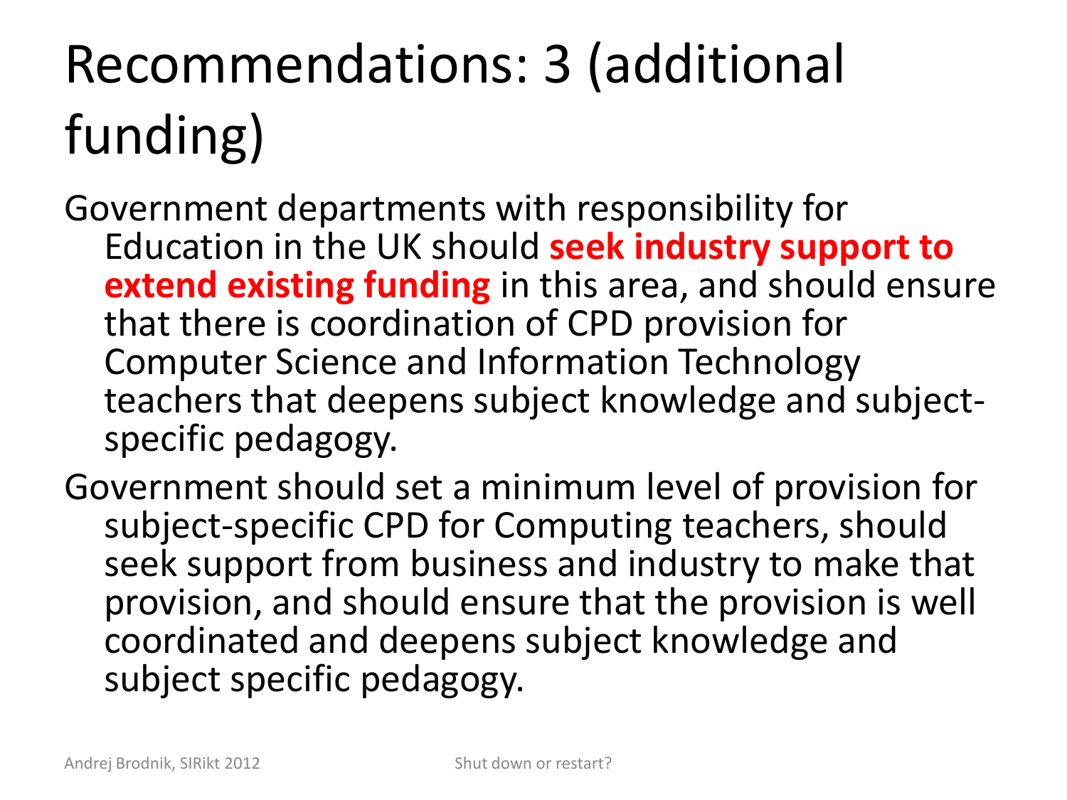# Recommendations: 3 (additional funding)

Government departments with responsibility for Education in the UK should **seek industry support to extend existing funding** in this area, and should ensure that there is coordination of CPD provision for Computer Science and Information Technology teachers that deepens subject knowledge and subject-specific pedagogy.

Government should set a minimum level of provision for subject-specific CPD for Computing teachers, should seek support from business and industry to make that provision, and should ensure that the provision is well coordinated and deepens subject knowledge and subject specific pedagogy.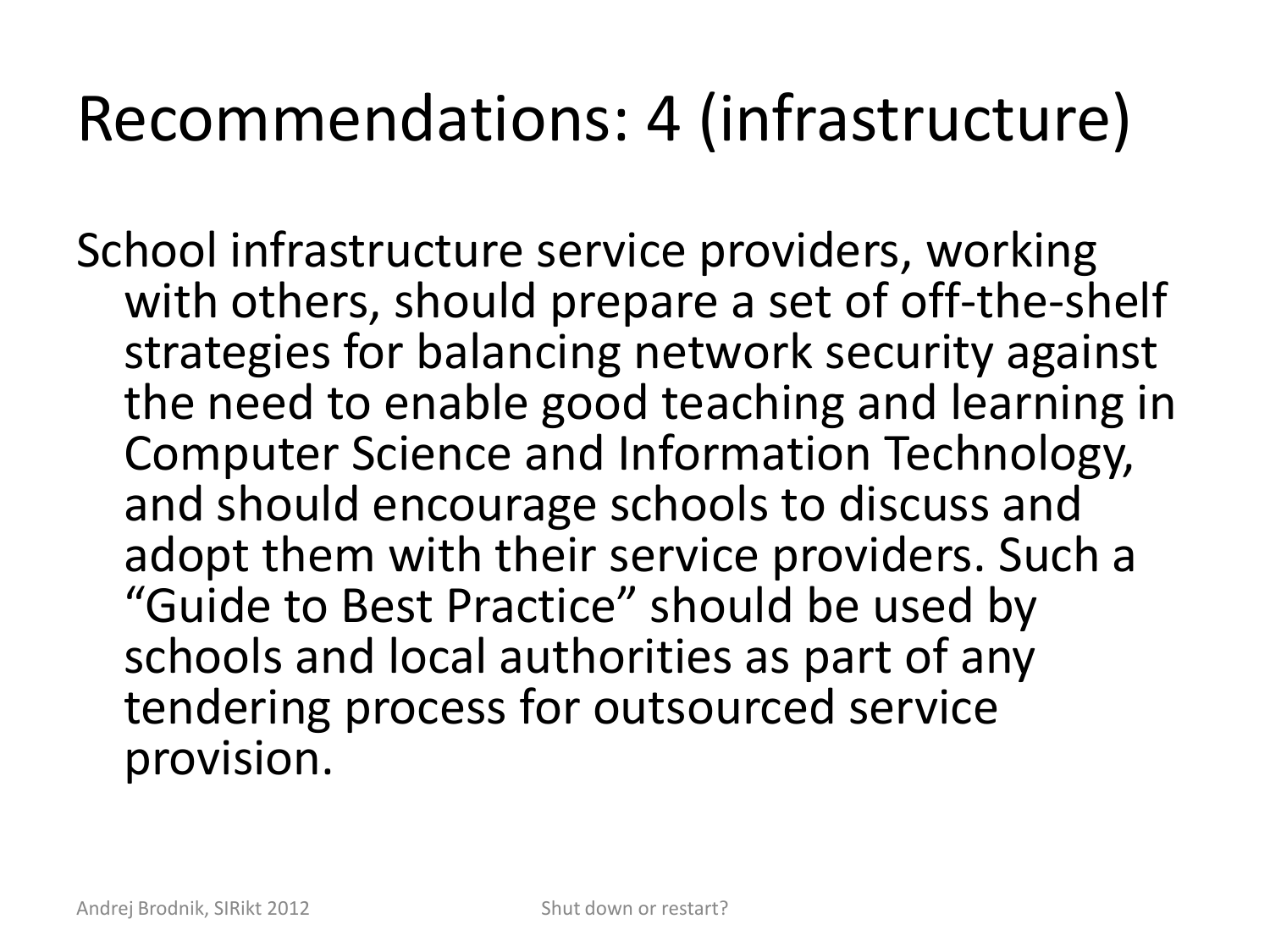# Recommendations: 4 (infrastructure)

School infrastructure service providers, working with others, should prepare a set of off-the-shelf strategies for balancing network security against the need to enable good teaching and learning in Computer Science and Information Technology, and should encourage schools to discuss and adopt them with their service providers. Such a "Guide to Best Practice" should be used by schools and local authorities as part of any tendering process for outsourced service provision.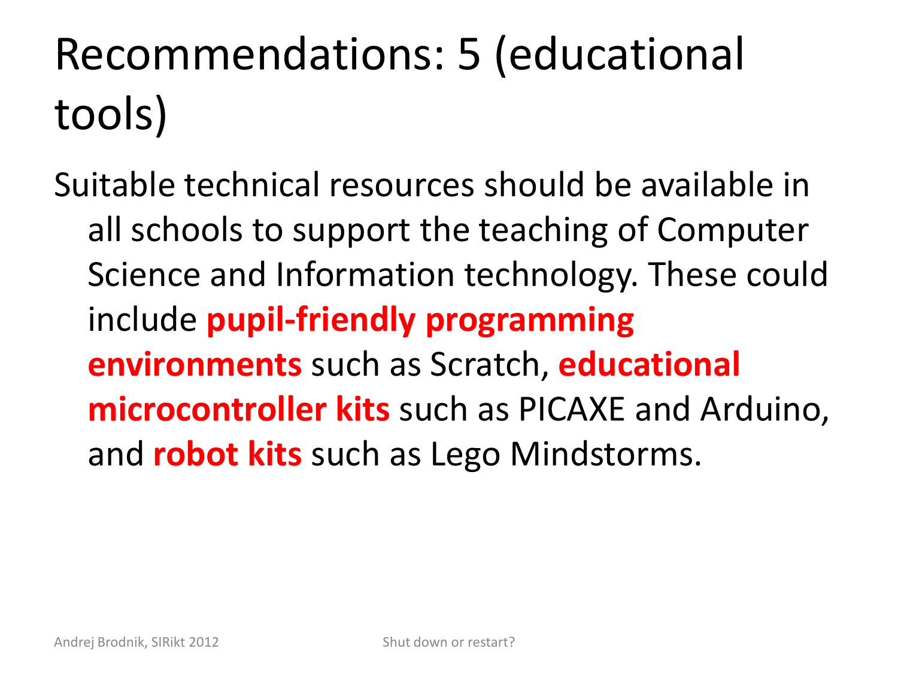# Recommendations: 5 (educational tools)

Suitable technical resources should be available in all schools to support the teaching of Computer Science and Information technology. These could include **pupil-friendly programming environments** such as Scratch, **educational microcontroller kits** such as PICAXE and Arduino, and **robot kits** such as Lego Mindstorms.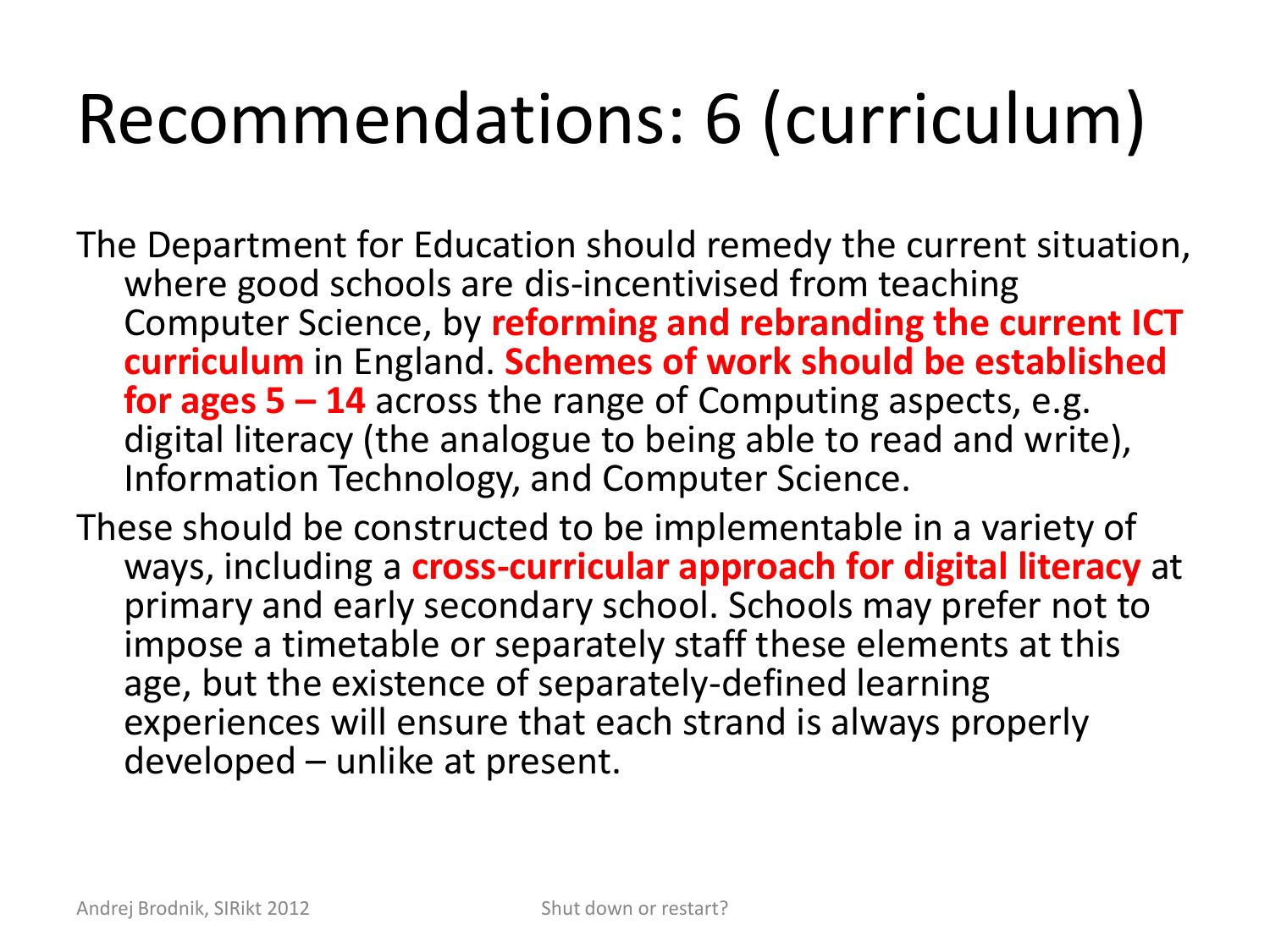# Recommendations: 6 (curriculum)

The Department for Education should remedy the current situation, where good schools are dis-incentivised from teaching Computer Science, by **reforming and rebranding the current ICT curriculum** in England. **Schemes of work should be established for ages 5 – 14** across the range of Computing aspects, e.g. digital literacy (the analogue to being able to read and write), Information Technology, and Computer Science.

These should be constructed to be implementable in a variety of ways, including a **cross-curricular approach for digital literacy** at primary and early secondary school. Schools may prefer not to impose a timetable or separately staff these elements at this age, but the existence of separately-defined learning experiences will ensure that each strand is always properly developed – unlike at present.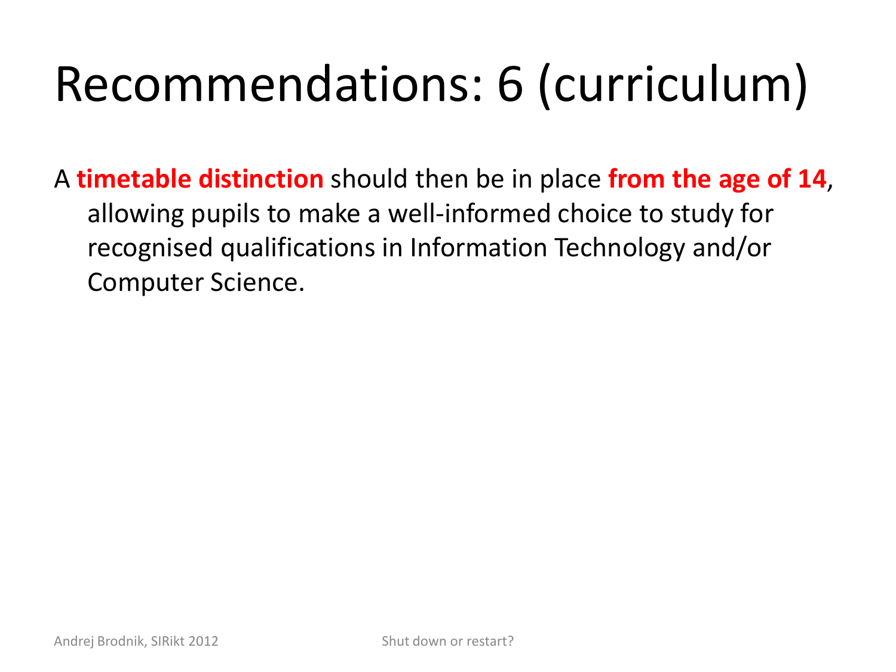# Recommendations: 6 (curriculum)

A **timetable distinction** should then be in place **from the age of 14**, allowing pupils to make a well-informed choice to study for recognised qualifications in Information Technology and/or Computer Science.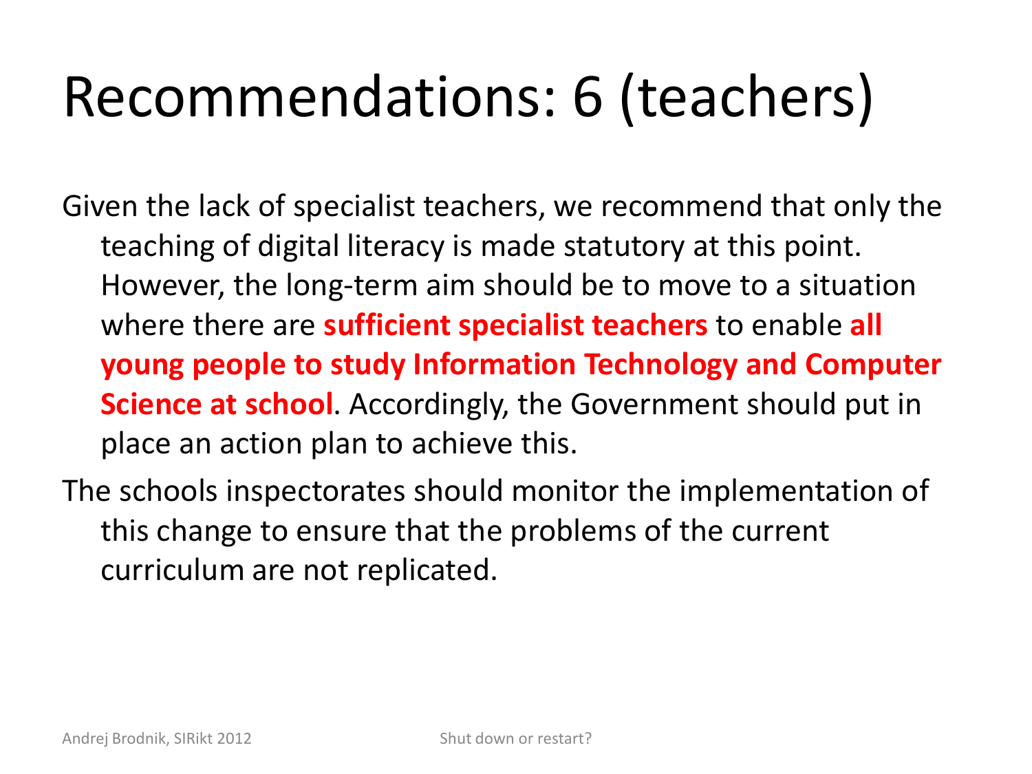# Recommendations: 6 (teachers)

Given the lack of specialist teachers, we recommend that only the teaching of digital literacy is made statutory at this point. However, the long-term aim should be to move to a situation where there are **sufficient specialist teachers** to enable **all young people to study Information Technology and Computer Science at school**. Accordingly, the Government should put in place an action plan to achieve this.

The schools inspectorates should monitor the implementation of this change to ensure that the problems of the current curriculum are not replicated.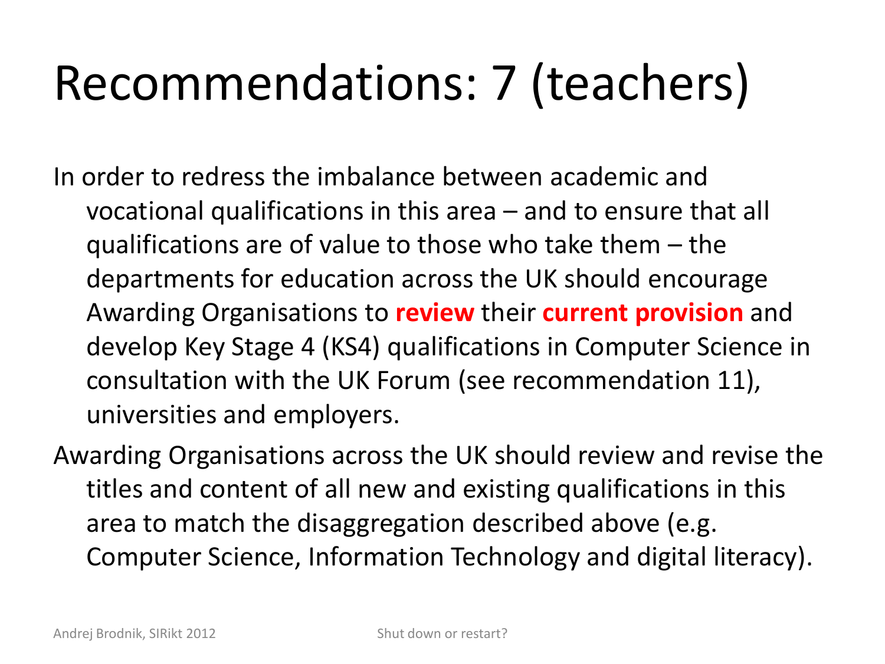# Recommendations: 7 (teachers)

In order to redress the imbalance between academic and vocational qualifications in this area – and to ensure that all qualifications are of value to those who take them – the departments for education across the UK should encourage Awarding Organisations to **review** their **current provision** and develop Key Stage 4 (KS4) qualifications in Computer Science in consultation with the UK Forum (see recommendation 11), universities and employers.

Awarding Organisations across the UK should review and revise the titles and content of all new and existing qualifications in this area to match the disaggregation described above (e.g. Computer Science, Information Technology and digital literacy).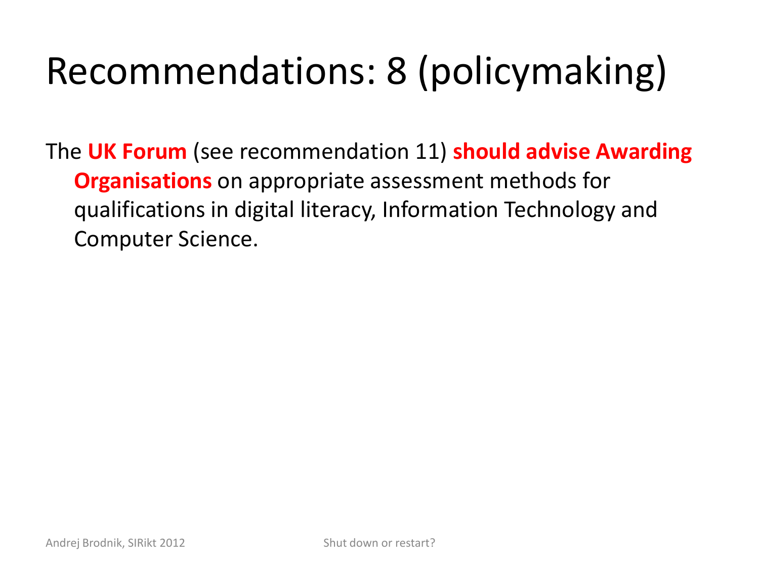# Recommendations: 8 (policymaking)

The **UK Forum** (see recommendation 11) **should advise Awarding Organisations** on appropriate assessment methods for qualifications in digital literacy, Information Technology and Computer Science.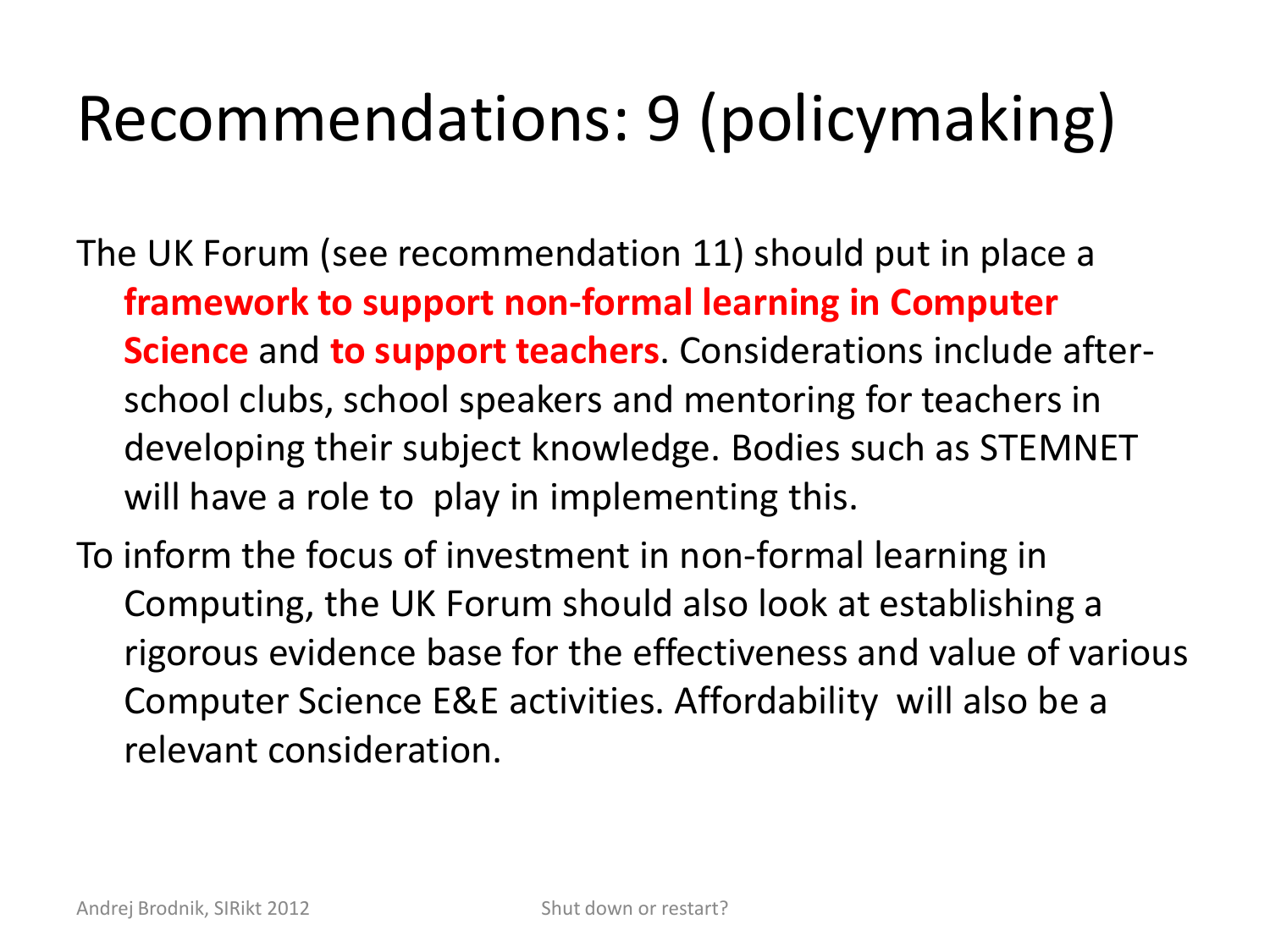# Recommendations: 9 (policymaking)

The UK Forum (see recommendation 11) should put in place a **framework to support non-formal learning in Computer Science** and **to support teachers**. Considerations include after-school clubs, school speakers and mentoring for teachers in developing their subject knowledge. Bodies such as STEMNET will have a role to play in implementing this.

To inform the focus of investment in non-formal learning in Computing, the UK Forum should also look at establishing a rigorous evidence base for the effectiveness and value of various Computer Science E&E activities. Affordability will also be a relevant consideration.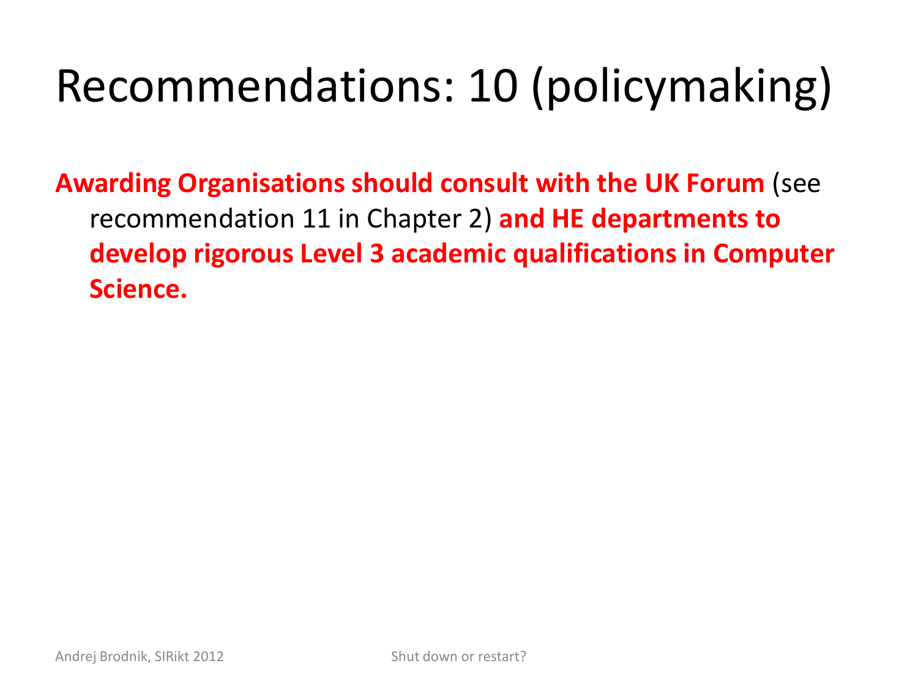# Recommendations: 10 (policymaking)

**Awarding Organisations should consult with the UK Forum** (see recommendation 11 in Chapter 2) **and HE departments to develop rigorous Level 3 academic qualifications in Computer Science.**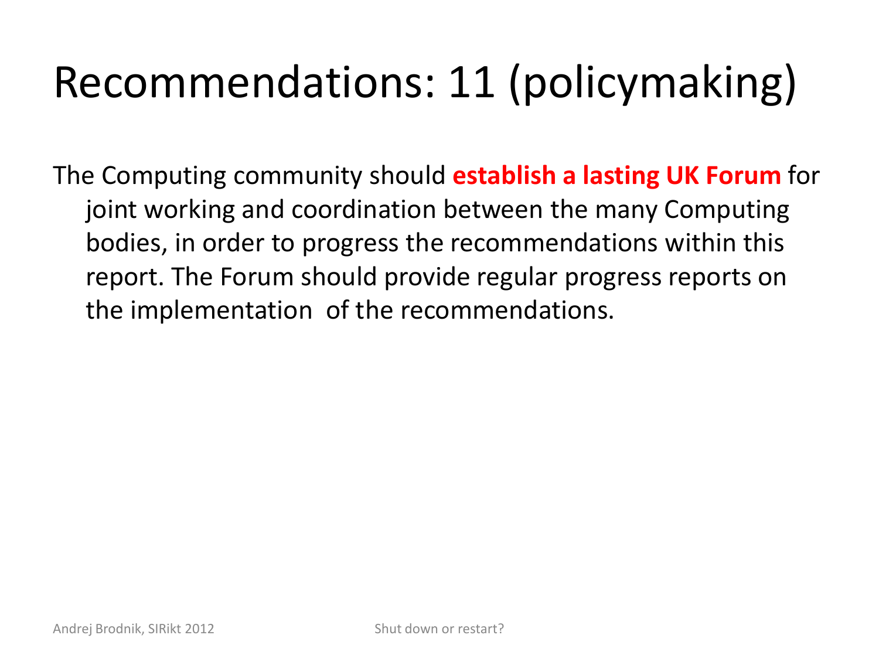# Recommendations: 11 (policymaking)

The Computing community should **establish a lasting UK Forum** for joint working and coordination between the many Computing bodies, in order to progress the recommendations within this report. The Forum should provide regular progress reports on the implementation of the recommendations.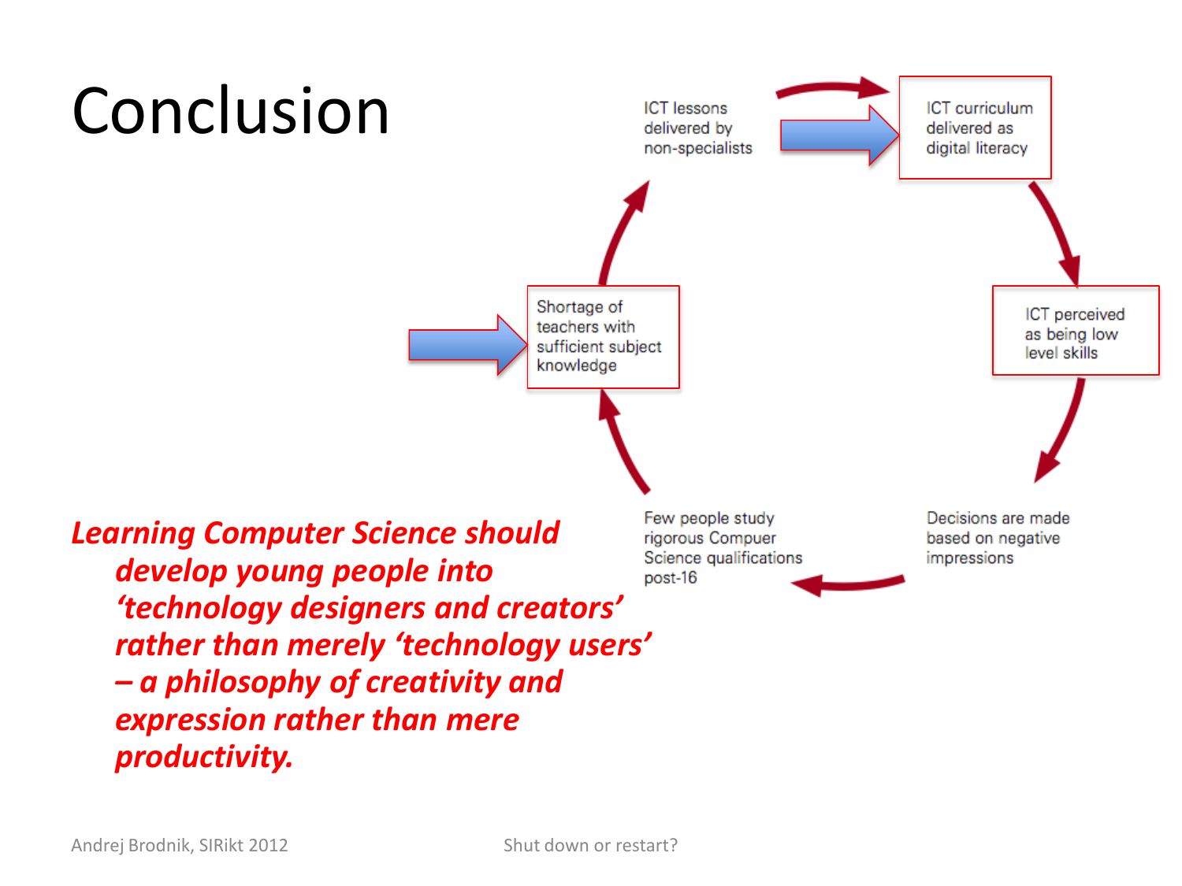# Conclusion

ICT lessons delivered by non-specialists

ICT curriculum delivered as digital literacy

ICT perceived as being low level skills

Decisions are made based on negative impressions

Few people study rigorous Compuer Science qualifications post-16

Shortage of teachers with sufficient subject knowledge

***Learning Computer Science should develop young people into 'technology designers and creators' rather than merely 'technology users' – a philosophy of creativity and expression rather than mere productivity.***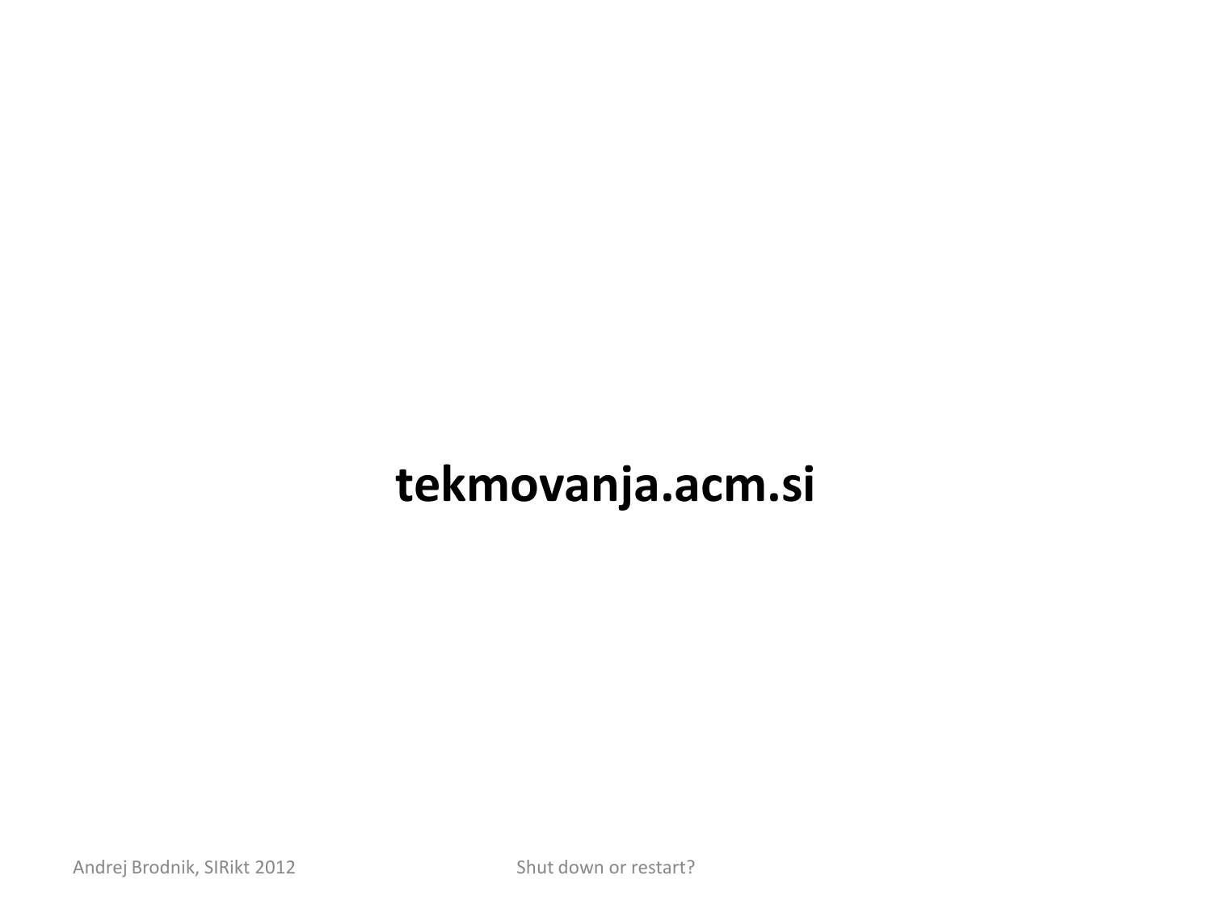**tekmovanja.acm.si**